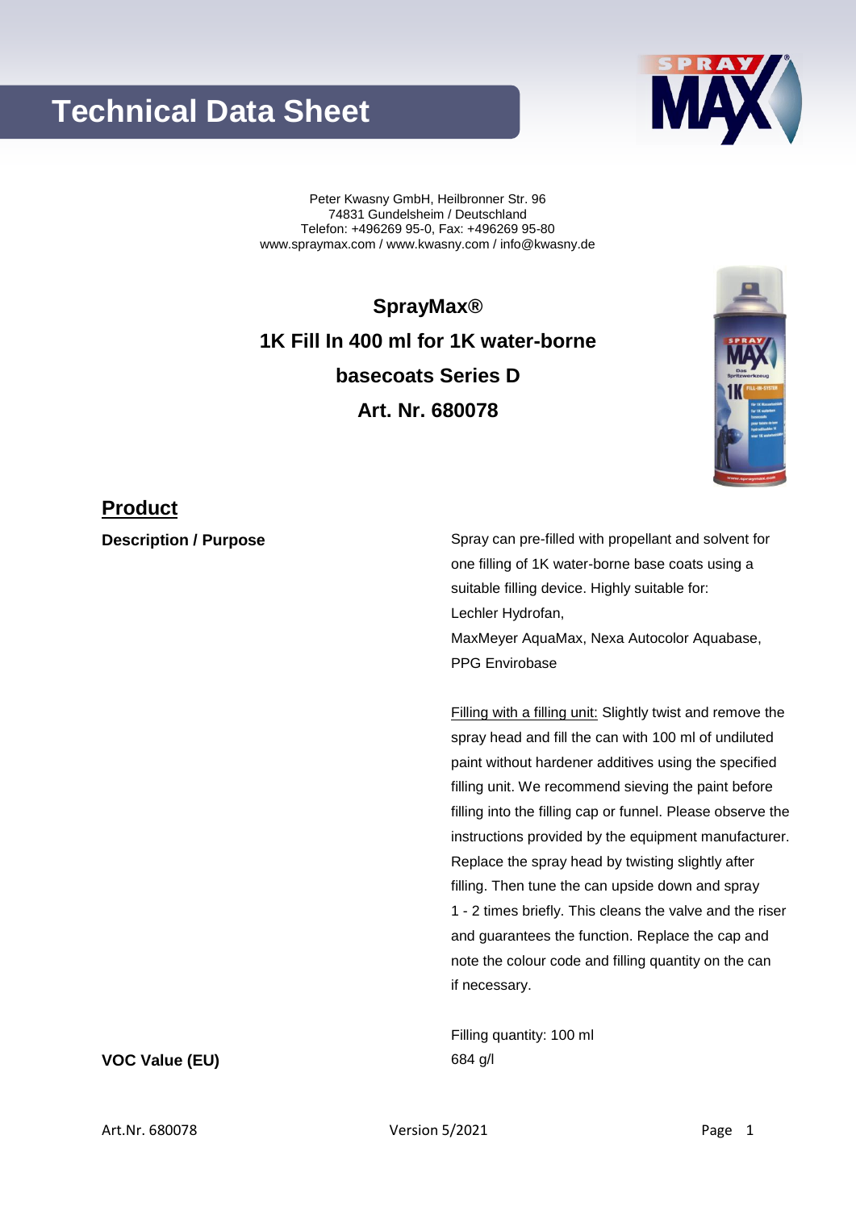# Technical Data Sheet

Peter Kwasny GmbH, Heilbronner Str. 96
74831 Gundelsheim / Deutschland
Telefon: +496269 95-0, Fax: +496269 95-80
www.spraymax.com / www.kwasny.com / info@kwasny.de

**SprayMax®**

**1K Fill In 400 ml for 1K water-borne basecoats Series D**

**Art. Nr. 680078**

## Product

**Description / Purpose**

Spray can pre-filled with propellant and solvent for one filling of 1K water-borne base coats using a suitable filling device. Highly suitable for:
Lechler Hydrofan,
MaxMeyer AquaMax, Nexa Autocolor Aquabase,
PPG Envirobase

Filling with a filling unit: Slightly twist and remove the spray head and fill the can with 100 ml of undiluted paint without hardener additives using the specified filling unit. We recommend sieving the paint before filling into the filling cap or funnel. Please observe the instructions provided by the equipment manufacturer. Replace the spray head by twisting slightly after filling. Then tune the can upside down and spray 1 - 2 times briefly. This cleans the valve and the riser and guarantees the function. Replace the cap and note the colour code and filling quantity on the can if necessary.

Filling quantity: 100 ml

**VOC Value (EU)**

684 g/l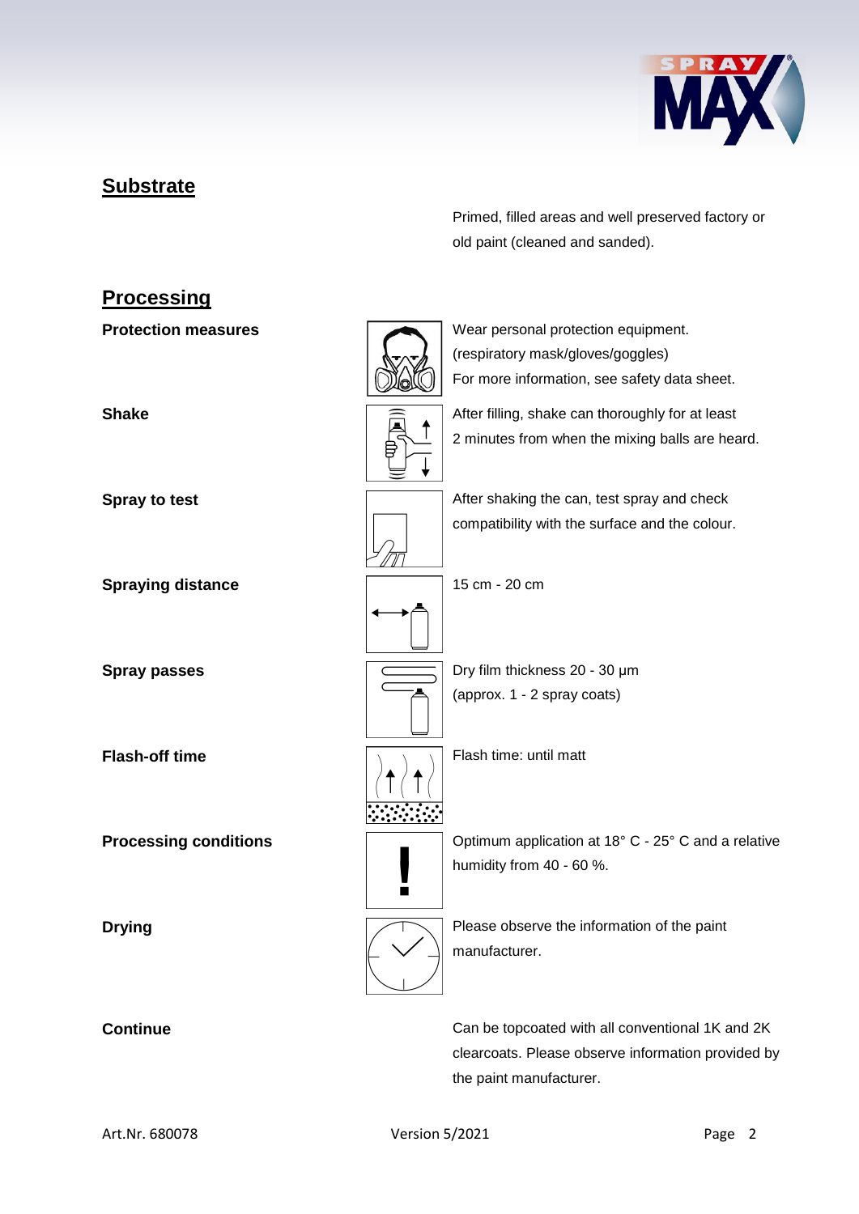## Substrate

Primed, filled areas and well preserved factory or old paint (cleaned and sanded).

## Processing

**Protection measures**

Wear personal protection equipment. (respiratory mask/gloves/goggles) For more information, see safety data sheet.

**Shake**

After filling, shake can thoroughly for at least 2 minutes from when the mixing balls are heard.

**Spray to test**

After shaking the can, test spray and check compatibility with the surface and the colour.

**Spraying distance**

15 cm - 20 cm

**Spray passes**

Dry film thickness 20 - 30 µm (approx. 1 - 2 spray coats)

**Flash-off time**

Flash time: until matt

**Processing conditions**

Optimum application at 18° C - 25° C and a relative humidity from 40 - 60 %.

**Drying**

Please observe the information of the paint manufacturer.

**Continue**

Can be topcoated with all conventional 1K and 2K clearcoats. Please observe information provided by the paint manufacturer.

Art.Nr. 680078 Version 5/2021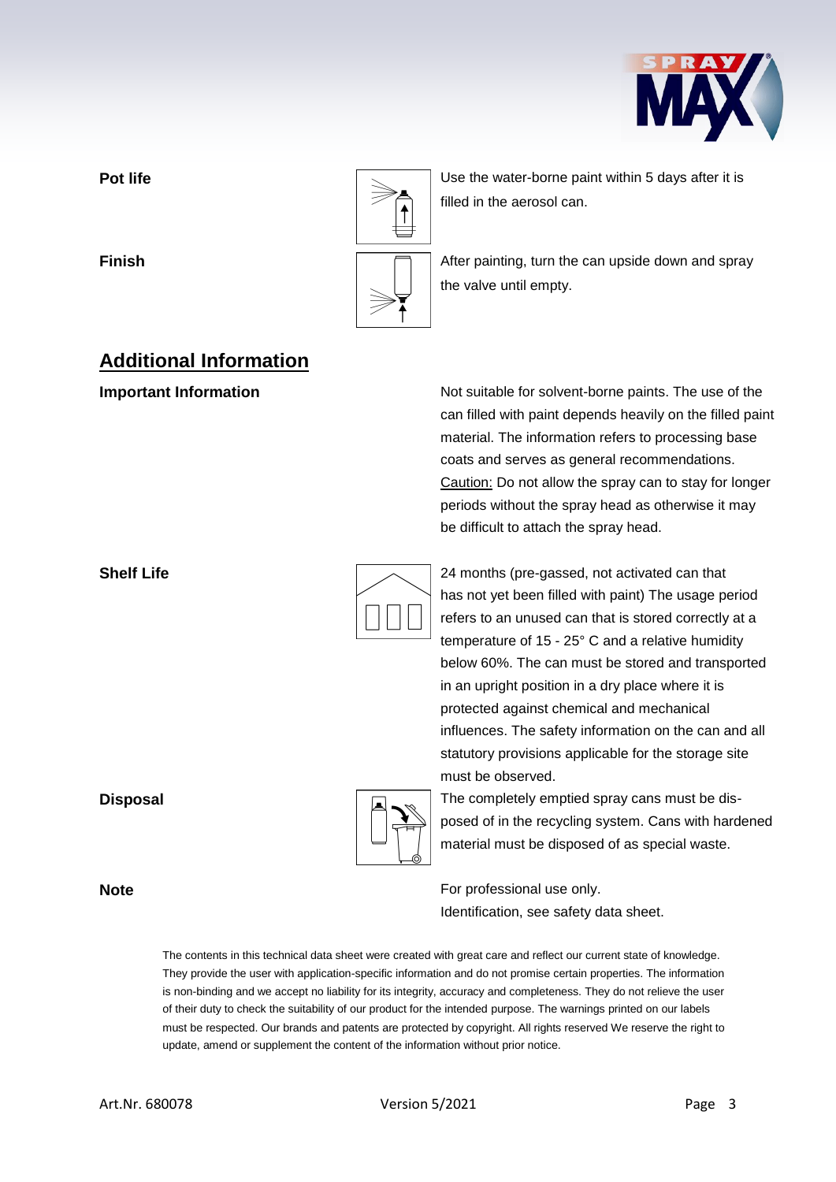**Pot life**

Use the water-borne paint within 5 days after it is filled in the aerosol can.

**Finish**

After painting, turn the can upside down and spray the valve until empty.

## Additional Information

**Important Information**

Not suitable for solvent-borne paints. The use of the can filled with paint depends heavily on the filled paint material. The information refers to processing base coats and serves as general recommendations. Caution: Do not allow the spray can to stay for longer periods without the spray head as otherwise it may be difficult to attach the spray head.

**Shelf Life**

24 months (pre-gassed, not activated can that has not yet been filled with paint) The usage period refers to an unused can that is stored correctly at a temperature of 15 - 25° C and a relative humidity below 60%. The can must be stored and transported in an upright position in a dry place where it is protected against chemical and mechanical influences. The safety information on the can and all statutory provisions applicable for the storage site must be observed.

**Disposal**

The completely emptied spray cans must be disposed of in the recycling system. Cans with hardened material must be disposed of as special waste.

**Note**

For professional use only.
Identification, see safety data sheet.

The contents in this technical data sheet were created with great care and reflect our current state of knowledge. They provide the user with application-specific information and do not promise certain properties. The information is non-binding and we accept no liability for its integrity, accuracy and completeness. They do not relieve the user of their duty to check the suitability of our product for the intended purpose. The warnings printed on our labels must be respected. Our brands and patents are protected by copyright. All rights reserved We reserve the right to update, amend or supplement the content of the information without prior notice.

Art.Nr. 680078 Version 5/2021